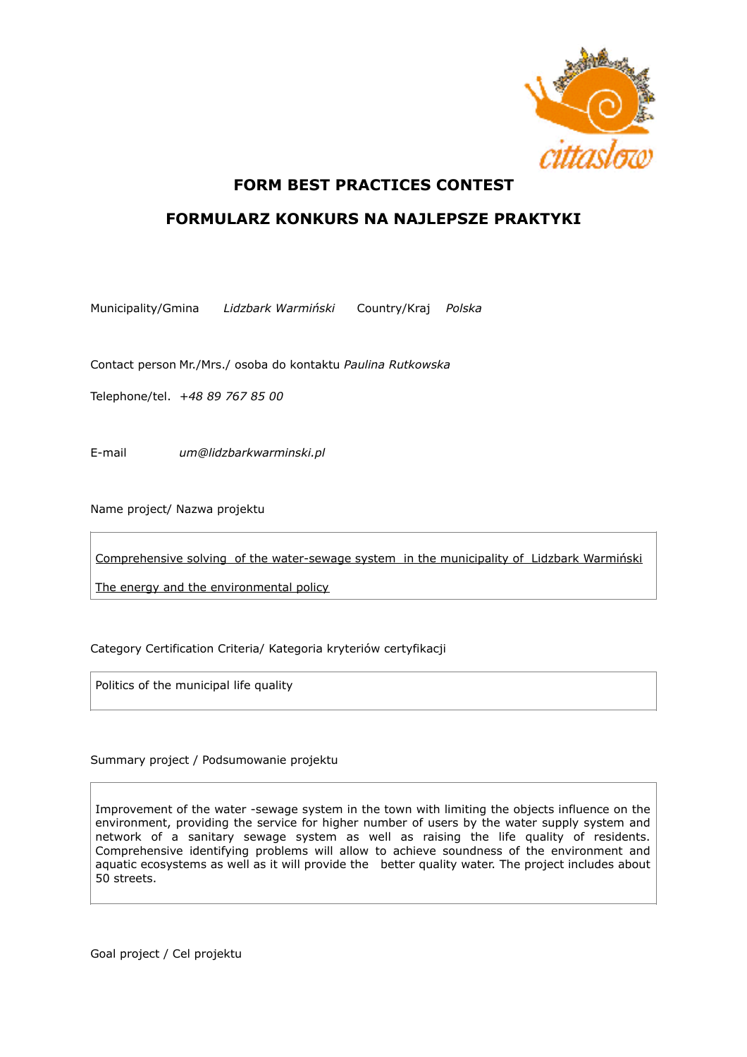# FORM BEST PRACTICES CONTEST

# FORMULARZ KONKURS NA NAJLEPSZE PRAKTYKI

Municipality/Gmina *Lidzbark Warmiński* Country/Kraj *Polska*

Contact person Mr./Mrs./ osoba do kontaktu *Paulina Rutkowska*

Telephone/tel. *+48 89 767 85 00*

E-mail *um@lidzbarkwarminski.pl*

Name project/ Nazwa projektu

| Comprehensive solving of the water-sewage system in the municipality of Lidzbark Warmiński<br><br>The energy and the environmental policy |
|---|

Category Certification Criteria/ Kategoria kryteriów certyfikacji

| Politics of the municipal life quality |
|---|

Summary project / Podsumowanie projektu

| Improvement of the water -sewage system in the town with limiting the objects influence on the environment, providing the service for higher number of users by the water supply system and network of a sanitary sewage system as well as raising the life quality of residents. Comprehensive identifying problems will allow to achieve soundness of the environment and aquatic ecosystems as well as it will provide the better quality water. The project includes about 50 streets. |
|---|

Goal project / Cel projektu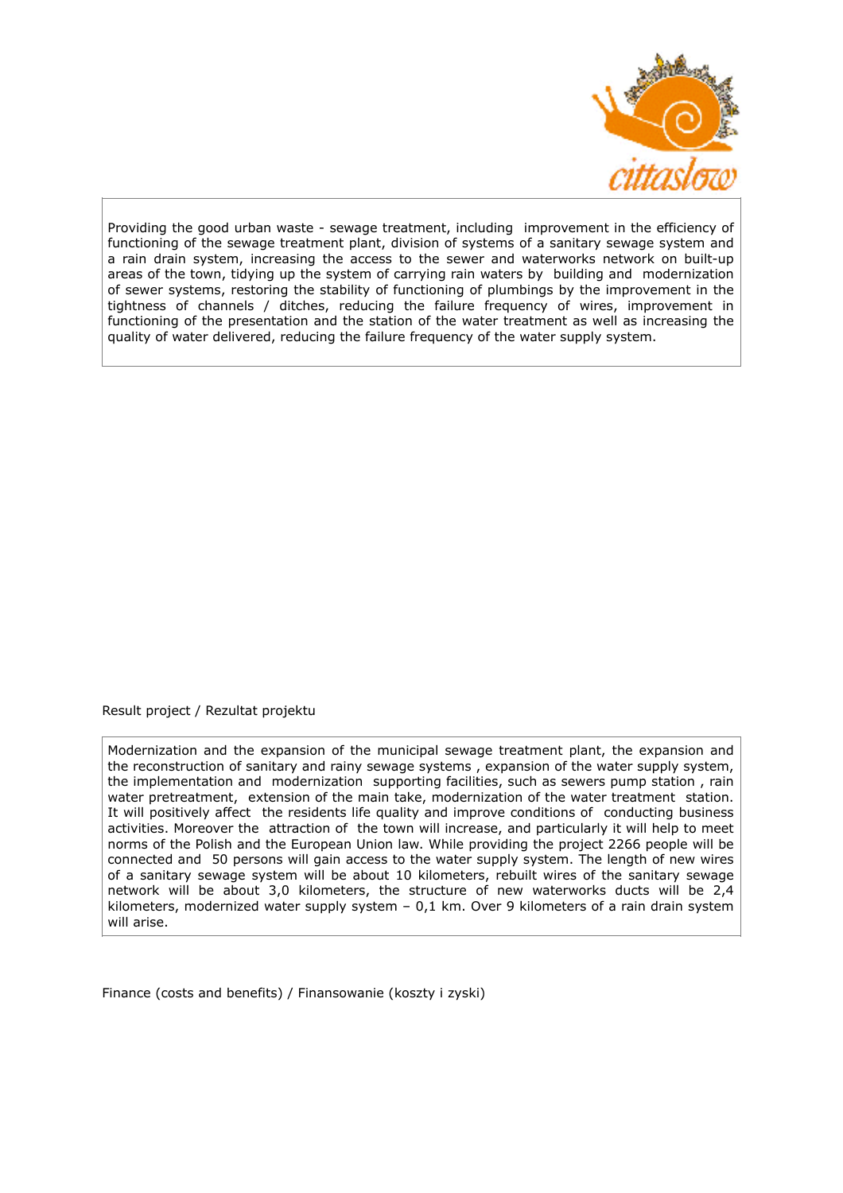Providing the good urban waste - sewage treatment, including improvement in the efficiency of functioning of the sewage treatment plant, division of systems of a sanitary sewage system and a rain drain system, increasing the access to the sewer and waterworks network on built-up areas of the town, tidying up the system of carrying rain waters by building and modernization of sewer systems, restoring the stability of functioning of plumbings by the improvement in the tightness of channels / ditches, reducing the failure frequency of wires, improvement in functioning of the presentation and the station of the water treatment as well as increasing the quality of water delivered, reducing the failure frequency of the water supply system.

Result project / Rezultat projektu

Modernization and the expansion of the municipal sewage treatment plant, the expansion and the reconstruction of sanitary and rainy sewage systems , expansion of the water supply system, the implementation and modernization supporting facilities, such as sewers pump station , rain water pretreatment, extension of the main take, modernization of the water treatment station. It will positively affect the residents life quality and improve conditions of conducting business activities. Moreover the attraction of the town will increase, and particularly it will help to meet norms of the Polish and the European Union law. While providing the project 2266 people will be connected and 50 persons will gain access to the water supply system. The length of new wires of a sanitary sewage system will be about 10 kilometers, rebuilt wires of the sanitary sewage network will be about 3,0 kilometers, the structure of new waterworks ducts will be 2,4 kilometers, modernized water supply system – 0,1 km. Over 9 kilometers of a rain drain system will arise.

Finance (costs and benefits) / Finansowanie (koszty i zyski)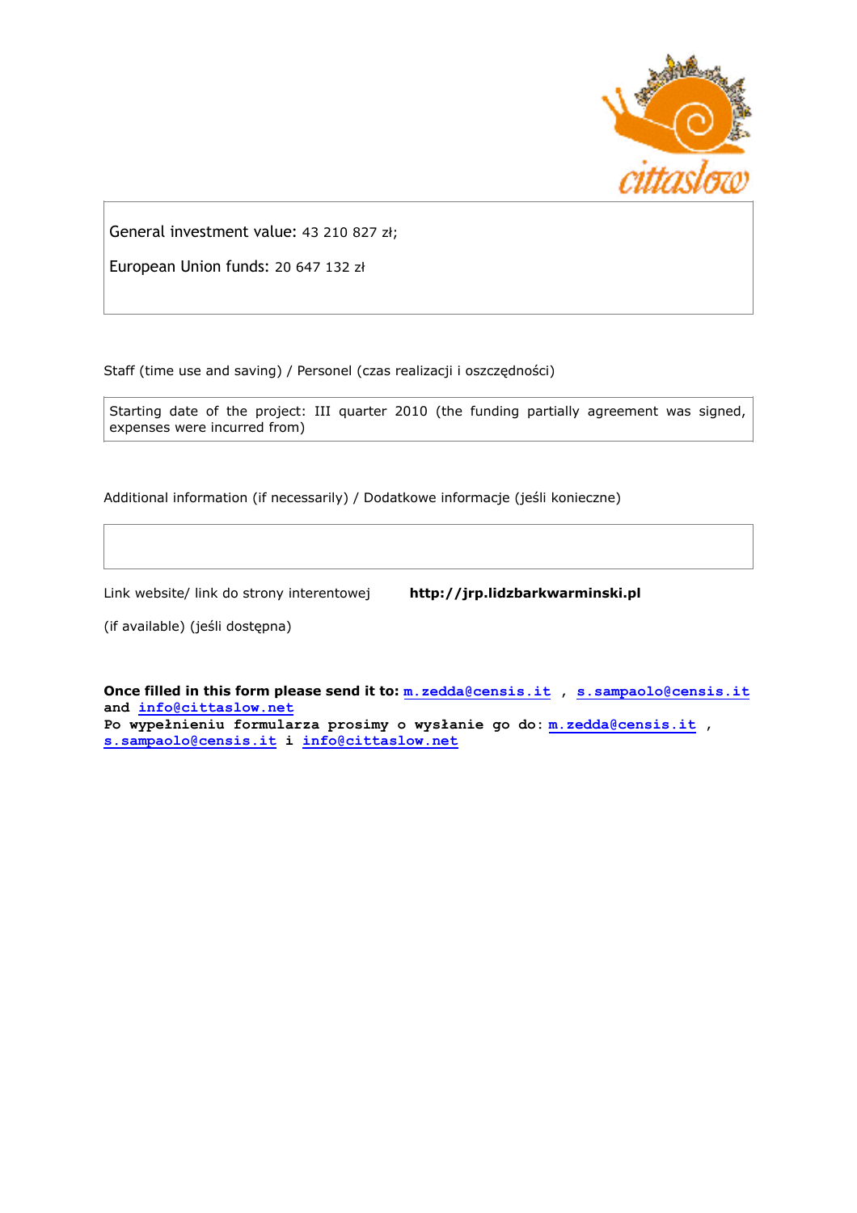General investment value: 43 210 827 zł;

European Union funds: 20 647 132 zł

Staff (time use and saving) / Personel (czas realizacji i oszczędności)

Starting date of the project: III quarter 2010 (the funding partially agreement was signed, expenses were incurred from)

Additional information (if necessarily) / Dodatkowe informacje (jeśli konieczne)

Link website/ link do strony interentowej **http://jrp.lidzbarkwarminski.pl**

(if available) (jeśli dostępna)

**Once filled in this form please send it to: m.zedda@censis.it , s.sampaolo@censis.it and info@cittaslow.net**

**Po wypełnieniu formularza prosimy o wysłanie go do: m.zedda@censis.it , s.sampaolo@censis.it i info@cittaslow.net**